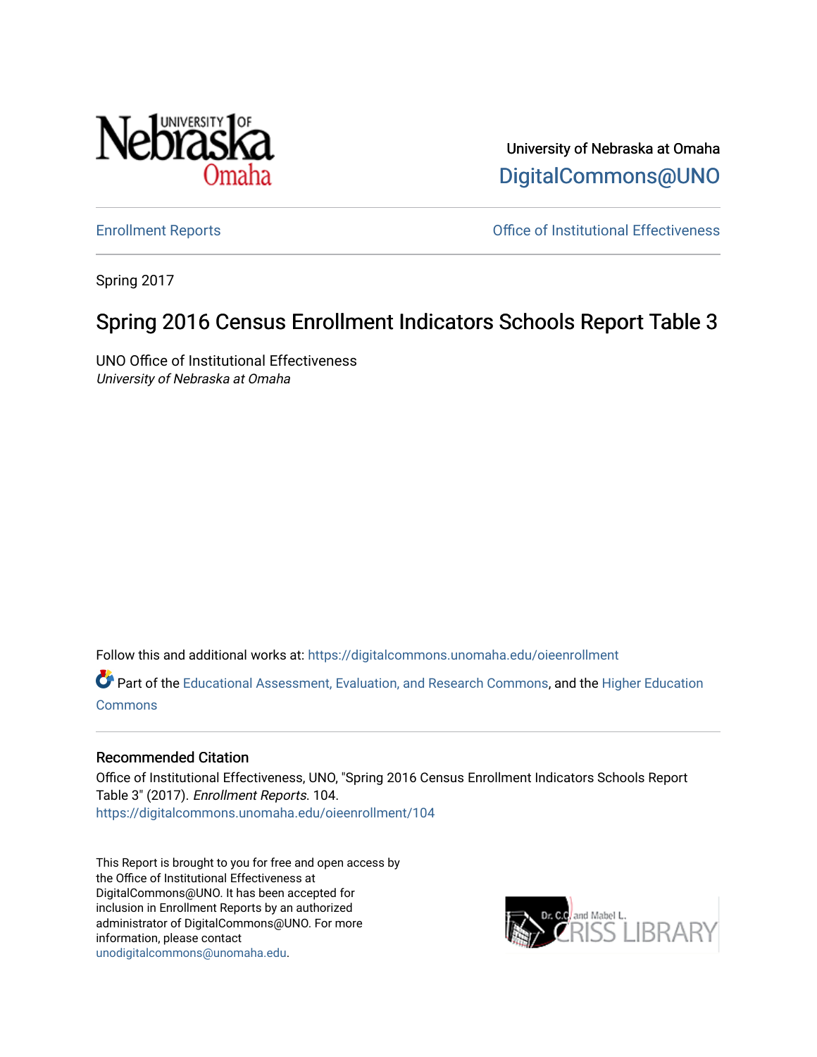University of Nebraska at Omaha

DigitalCommons@UNO

Enrollment Reports

Office of Institutional Effectiveness

Spring 2017

# Spring 2016 Census Enrollment Indicators Schools Report Table 3

UNO Office of Institutional Effectiveness
*University of Nebraska at Omaha*

Follow this and additional works at: https://digitalcommons.unomaha.edu/oieenrollment

Part of the Educational Assessment, Evaluation, and Research Commons, and the Higher Education Commons

## Recommended Citation

Office of Institutional Effectiveness, UNO, "Spring 2016 Census Enrollment Indicators Schools Report Table 3" (2017). *Enrollment Reports*. 104.
https://digitalcommons.unomaha.edu/oieenrollment/104

This Report is brought to you for free and open access by the Office of Institutional Effectiveness at DigitalCommons@UNO. It has been accepted for inclusion in Enrollment Reports by an authorized administrator of DigitalCommons@UNO. For more information, please contact unodigitalcommons@unomaha.edu.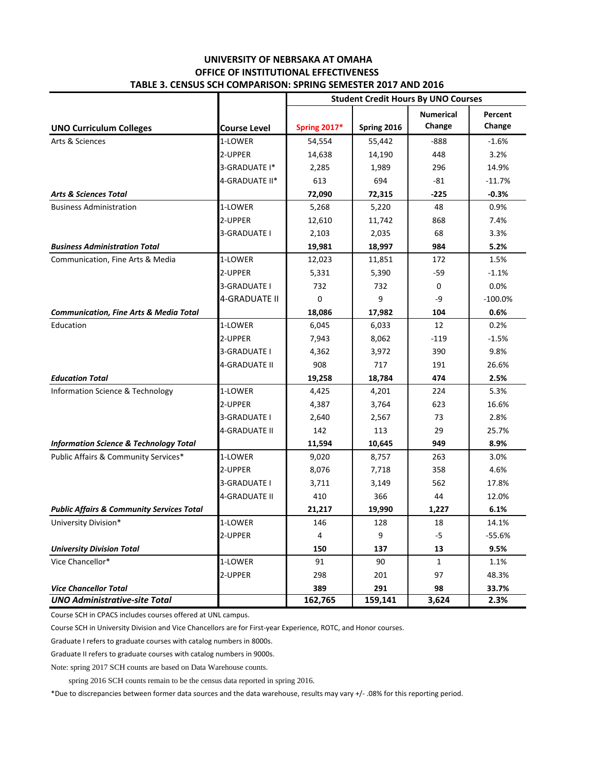# UNIVERSITY OF NEBRSAKA AT OMAHA
## OFFICE OF INSTITUTIONAL EFFECTIVENESS
### TABLE 3. CENSUS SCH COMPARISON: SPRING SEMESTER 2017 AND 2016

| | | Student Credit Hours By UNO Courses | | | |
|---|---|---|---|---|---|
| **UNO Curriculum Colleges** | **Course Level** | **Spring 2017*** | **Spring 2016** | **Numerical Change** | **Percent Change** |
| Arts & Sciences | 1-LOWER | 54,554 | 55,442 | -888 | -1.6% |
| | 2-UPPER | 14,638 | 14,190 | 448 | 3.2% |
| | 3-GRADUATE I* | 2,285 | 1,989 | 296 | 14.9% |
| | 4-GRADUATE II* | 613 | 694 | -81 | -11.7% |
| ***Arts & Sciences Total*** | | **72,090** | **72,315** | **-225** | **-0.3%** |
| Business Administration | 1-LOWER | 5,268 | 5,220 | 48 | 0.9% |
| | 2-UPPER | 12,610 | 11,742 | 868 | 7.4% |
| | 3-GRADUATE I | 2,103 | 2,035 | 68 | 3.3% |
| ***Business Administration Total*** | | **19,981** | **18,997** | **984** | **5.2%** |
| Communication, Fine Arts & Media | 1-LOWER | 12,023 | 11,851 | 172 | 1.5% |
| | 2-UPPER | 5,331 | 5,390 | -59 | -1.1% |
| | 3-GRADUATE I | 732 | 732 | 0 | 0.0% |
| | 4-GRADUATE II | 0 | 9 | -9 | -100.0% |
| ***Communication, Fine Arts & Media Total*** | | **18,086** | **17,982** | **104** | **0.6%** |
| Education | 1-LOWER | 6,045 | 6,033 | 12 | 0.2% |
| | 2-UPPER | 7,943 | 8,062 | -119 | -1.5% |
| | 3-GRADUATE I | 4,362 | 3,972 | 390 | 9.8% |
| | 4-GRADUATE II | 908 | 717 | 191 | 26.6% |
| ***Education Total*** | | **19,258** | **18,784** | **474** | **2.5%** |
| Information Science & Technology | 1-LOWER | 4,425 | 4,201 | 224 | 5.3% |
| | 2-UPPER | 4,387 | 3,764 | 623 | 16.6% |
| | 3-GRADUATE I | 2,640 | 2,567 | 73 | 2.8% |
| | 4-GRADUATE II | 142 | 113 | 29 | 25.7% |
| ***Information Science & Technology Total*** | | **11,594** | **10,645** | **949** | **8.9%** |
| Public Affairs & Community Services* | 1-LOWER | 9,020 | 8,757 | 263 | 3.0% |
| | 2-UPPER | 8,076 | 7,718 | 358 | 4.6% |
| | 3-GRADUATE I | 3,711 | 3,149 | 562 | 17.8% |
| | 4-GRADUATE II | 410 | 366 | 44 | 12.0% |
| ***Public Affairs & Community Services Total*** | | **21,217** | **19,990** | **1,227** | **6.1%** |
| University Division* | 1-LOWER | 146 | 128 | 18 | 14.1% |
| | 2-UPPER | 4 | 9 | -5 | -55.6% |
| ***University Division Total*** | | **150** | **137** | **13** | **9.5%** |
| Vice Chancellor* | 1-LOWER | 91 | 90 | 1 | 1.1% |
| | 2-UPPER | 298 | 201 | 97 | 48.3% |
| ***Vice Chancellor Total*** | | **389** | **291** | **98** | **33.7%** |
| ***UNO Administrative-site Total*** | | **162,765** | **159,141** | **3,624** | **2.3%** |

Course SCH in CPACS includes courses offered at UNL campus.

Course SCH in University Division and Vice Chancellors are for First-year Experience, ROTC, and Honor courses.

Graduate I refers to graduate courses with catalog numbers in 8000s.

Graduate II refers to graduate courses with catalog numbers in 9000s.

Note: spring 2017 SCH counts are based on Data Warehouse counts.

spring 2016 SCH counts remain to be the census data reported in spring 2016.

*Due to discrepancies between former data sources and the data warehouse, results may vary +/- .08% for this reporting period.